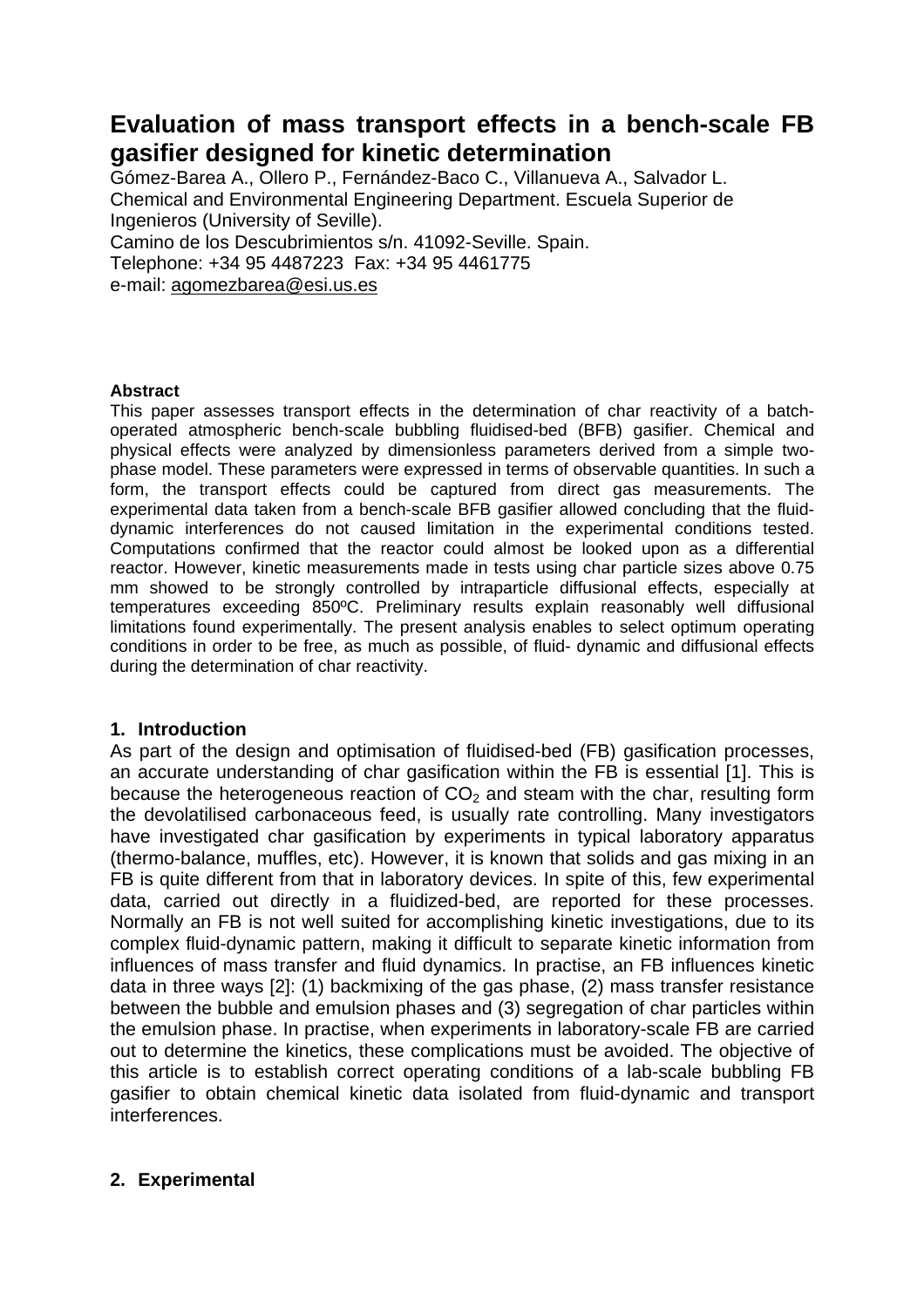# Evaluation of mass transport effects in a bench-scale FB gasifier designed for kinetic determination

Gómez-Barea A., Ollero P., Fernández-Baco C., Villanueva A., Salvador L.
Chemical and Environmental Engineering Department. Escuela Superior de Ingenieros (University of Seville).
Camino de los Descubrimientos s/n. 41092-Seville. Spain.
Telephone: +34 95 4487223 Fax: +34 95 4461775
e-mail: agomezbarea@esi.us.es

**Abstract**

This paper assesses transport effects in the determination of char reactivity of a batch-operated atmospheric bench-scale bubbling fluidised-bed (BFB) gasifier. Chemical and physical effects were analyzed by dimensionless parameters derived from a simple two-phase model. These parameters were expressed in terms of observable quantities. In such a form, the transport effects could be captured from direct gas measurements. The experimental data taken from a bench-scale BFB gasifier allowed concluding that the fluid-dynamic interferences do not caused limitation in the experimental conditions tested. Computations confirmed that the reactor could almost be looked upon as a differential reactor. However, kinetic measurements made in tests using char particle sizes above 0.75 mm showed to be strongly controlled by intraparticle diffusional effects, especially at temperatures exceeding 850ºC. Preliminary results explain reasonably well diffusional limitations found experimentally. The present analysis enables to select optimum operating conditions in order to be free, as much as possible, of fluid- dynamic and diffusional effects during the determination of char reactivity.

## 1. Introduction

As part of the design and optimisation of fluidised-bed (FB) gasification processes, an accurate understanding of char gasification within the FB is essential [1]. This is because the heterogeneous reaction of $CO_2$ and steam with the char, resulting form the devolatilised carbonaceous feed, is usually rate controlling. Many investigators have investigated char gasification by experiments in typical laboratory apparatus (thermo-balance, muffles, etc). However, it is known that solids and gas mixing in an FB is quite different from that in laboratory devices. In spite of this, few experimental data, carried out directly in a fluidized-bed, are reported for these processes. Normally an FB is not well suited for accomplishing kinetic investigations, due to its complex fluid-dynamic pattern, making it difficult to separate kinetic information from influences of mass transfer and fluid dynamics. In practise, an FB influences kinetic data in three ways [2]: (1) backmixing of the gas phase, (2) mass transfer resistance between the bubble and emulsion phases and (3) segregation of char particles within the emulsion phase. In practise, when experiments in laboratory-scale FB are carried out to determine the kinetics, these complications must be avoided. The objective of this article is to establish correct operating conditions of a lab-scale bubbling FB gasifier to obtain chemical kinetic data isolated from fluid-dynamic and transport interferences.

## 2. Experimental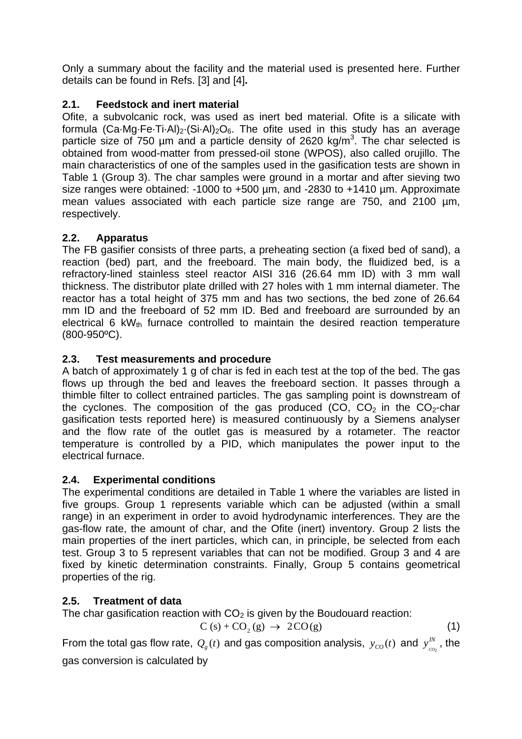Only a summary about the facility and the material used is presented here. Further details can be found in Refs. [3] and [4]**.**

### 2.1. Feedstock and inert material

Ofite, a subvolcanic rock, was used as inert bed material. Ofite is a silicate with formula $(Ca{\cdot}Mg{\cdot}Fe{\cdot}Ti{\cdot}Al)_2{\cdot}(Si{\cdot}Al)_2O_6$. The ofite used in this study has an average particle size of 750 µm and a particle density of 2620 kg/m$^3$. The char selected is obtained from wood-matter from pressed-oil stone (WPOS), also called orujillo. The main characteristics of one of the samples used in the gasification tests are shown in Table 1 (Group 3). The char samples were ground in a mortar and after sieving two size ranges were obtained: -1000 to +500 µm, and -2830 to +1410 µm. Approximate mean values associated with each particle size range are 750, and 2100 µm, respectively.

### 2.2. Apparatus

The FB gasifier consists of three parts, a preheating section (a fixed bed of sand), a reaction (bed) part, and the freeboard. The main body, the fluidized bed, is a refractory-lined stainless steel reactor AISI 316 (26.64 mm ID) with 3 mm wall thickness. The distributor plate drilled with 27 holes with 1 mm internal diameter. The reactor has a total height of 375 mm and has two sections, the bed zone of 26.64 mm ID and the freeboard of 52 mm ID. Bed and freeboard are surrounded by an electrical 6 kW$_{th}$ furnace controlled to maintain the desired reaction temperature (800-950ºC).

### 2.3. Test measurements and procedure

A batch of approximately 1 g of char is fed in each test at the top of the bed. The gas flows up through the bed and leaves the freeboard section. It passes through a thimble filter to collect entrained particles. The gas sampling point is downstream of the cyclones. The composition of the gas produced (CO, $CO_2$ in the $CO_2$-char gasification tests reported here) is measured continuously by a Siemens analyser and the flow rate of the outlet gas is measured by a rotameter. The reactor temperature is controlled by a PID, which manipulates the power input to the electrical furnace.

### 2.4. Experimental conditions

The experimental conditions are detailed in Table 1 where the variables are listed in five groups. Group 1 represents variable which can be adjusted (within a small range) in an experiment in order to avoid hydrodynamic interferences. They are the gas-flow rate, the amount of char, and the Ofite (inert) inventory. Group 2 lists the main properties of the inert particles, which can, in principle, be selected from each test. Group 3 to 5 represent variables that can not be modified. Group 3 and 4 are fixed by kinetic determination constraints. Finally, Group 5 contains geometrical properties of the rig.

### 2.5. Treatment of data

The char gasification reaction with $CO_2$ is given by the Boudouard reaction:

$$\mathrm{C\,(s) + CO_2\,(g) \;\rightarrow\; 2CO\,(g)} \tag{1}$$

From the total gas flow rate, $Q_g(t)$ and gas composition analysis, $y_{CO}(t)$ and $y_{CO_2}^{IN}$, the gas conversion is calculated by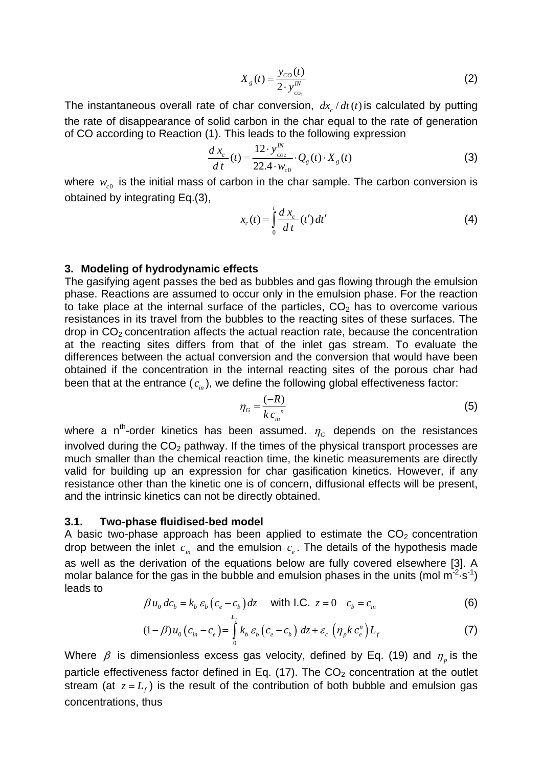$$X_g(t) = \frac{y_{CO}(t)}{2 \cdot y_{CO_2}^{IN}} \tag{2}$$

The instantaneous overall rate of char conversion, $dx_c / dt(t)$ is calculated by putting the rate of disappearance of solid carbon in the char equal to the rate of generation of CO according to Reaction (1). This leads to the following expression

$$\frac{d\,x_c}{d\,t}(t) = \frac{12 \cdot y_{CO2}^{IN}}{22.4 \cdot w_{c0}} \cdot Q_g(t) \cdot X_g(t) \tag{3}$$

where $w_{c0}$ is the initial mass of carbon in the char sample. The carbon conversion is obtained by integrating Eq.(3),

$$x_c(t) = \int_0^t \frac{d\,x_c}{d\,t}(t')\,dt' \tag{4}$$

## 3. Modeling of hydrodynamic effects

The gasifying agent passes the bed as bubbles and gas flowing through the emulsion phase. Reactions are assumed to occur only in the emulsion phase. For the reaction to take place at the internal surface of the particles, $CO_2$ has to overcome various resistances in its travel from the bubbles to the reacting sites of these surfaces. The drop in $CO_2$ concentration affects the actual reaction rate, because the concentration at the reacting sites differs from that of the inlet gas stream. To evaluate the differences between the actual conversion and the conversion that would have been obtained if the concentration in the internal reacting sites of the porous char had been that at the entrance ($c_{in}$), we define the following global effectiveness factor:

$$\eta_G = \frac{(-R)}{k\,{c_{in}}^n} \tag{5}$$

where a $n^{th}$-order kinetics has been assumed. $\eta_G$ depends on the resistances involved during the $CO_2$ pathway. If the times of the physical transport processes are much smaller than the chemical reaction time, the kinetic measurements are directly valid for building up an expression for char gasification kinetics. However, if any resistance other than the kinetic one is of concern, diffusional effects will be present, and the intrinsic kinetics can not be directly obtained.

### 3.1. Two-phase fluidised-bed model

A basic two-phase approach has been applied to estimate the $CO_2$ concentration drop between the inlet $c_{in}$ and the emulsion $c_e$. The details of the hypothesis made as well as the derivation of the equations below are fully covered elsewhere [3]. A molar balance for the gas in the bubble and emulsion phases in the units (mol $m^{-2} \cdot s^{-1}$) leads to

$$\beta\, u_0\, dc_b = k_b\, \varepsilon_b \left(c_e - c_b\right) dz \quad \text{with I.C. } z = 0 \quad c_b = c_{in} \tag{6}$$

$$(1-\beta)\, u_0 \left(c_{in} - c_e\right) = \int_0^{L_f} k_b\, \varepsilon_b \left(c_e - c_b\right) dz + \varepsilon_c \left(\eta_p k\, c_e^n\right) L_f \tag{7}$$

Where $\beta$ is dimensionless excess gas velocity, defined by Eq. (19) and $\eta_p$ is the particle effectiveness factor defined in Eq. (17). The $CO_2$ concentration at the outlet stream (at $z = L_f$) is the result of the contribution of both bubble and emulsion gas concentrations, thus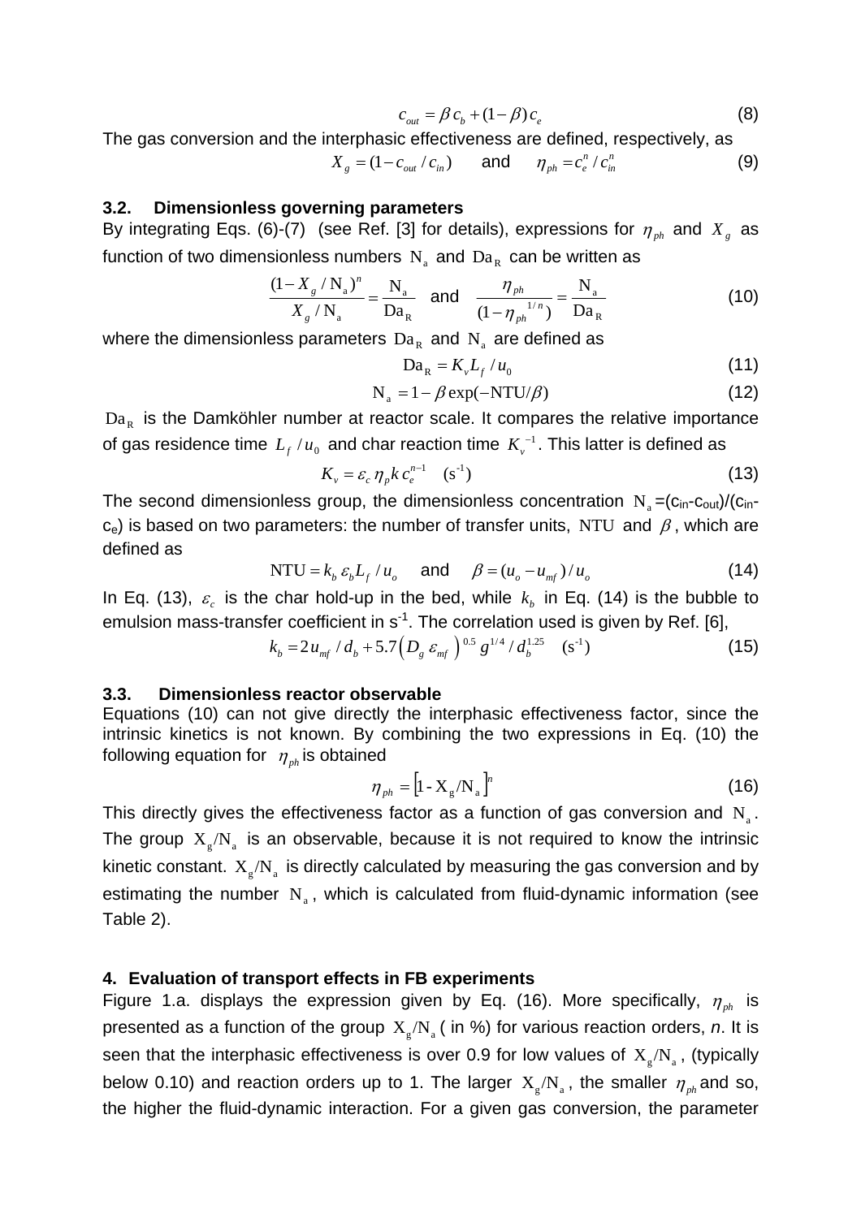$$c_{out} = \beta\, c_b + (1-\beta)\, c_e \tag{8}$$

The gas conversion and the interphasic effectiveness are defined, respectively, as

$$X_g = (1 - c_{out} / c_{in}) \quad \text{and} \quad \eta_{ph} = c_e^n / c_{in}^n \tag{9}$$

### 3.2. Dimensionless governing parameters

By integrating Eqs. (6)-(7) (see Ref. [3] for details), expressions for $\eta_{ph}$ and $X_g$ as function of two dimensionless numbers $\mathrm{N_a}$ and $\mathrm{Da_R}$ can be written as

$$\frac{(1 - X_g / \mathrm{N_a})^n}{X_g / \mathrm{N_a}} = \frac{\mathrm{N_a}}{\mathrm{Da_R}} \quad \text{and} \quad \frac{\eta_{ph}}{(1 - \eta_{ph}^{\;1/n})} = \frac{\mathrm{N_a}}{\mathrm{Da_R}} \tag{10}$$

where the dimensionless parameters $\mathrm{Da_R}$ and $\mathrm{N_a}$ are defined as

$$\mathrm{Da_R} = K_v L_f / u_0 \tag{11}$$

$$\mathrm{N_a} = 1 - \beta \exp(-\mathrm{NTU}/\beta) \tag{12}$$

$\mathrm{Da_R}$ is the Damköhler number at reactor scale. It compares the relative importance of gas residence time $L_f / u_0$ and char reaction time $K_v^{-1}$. This latter is defined as

$$K_v = \varepsilon_c\, \eta_p k\, c_e^{n-1} \quad (\mathrm{s^{-1}}) \tag{13}$$

The second dimensionless group, the dimensionless concentration $\mathrm{N_a}$=($c_{in}$-$c_{out}$)/($c_{in}$-$c_e$) is based on two parameters: the number of transfer units, $\mathrm{NTU}$ and $\beta$, which are defined as

$$\mathrm{NTU} = k_b\, \varepsilon_b L_f / u_o \quad \text{and} \quad \beta = (u_o - u_{mf}) / u_o \tag{14}$$

In Eq. (13), $\varepsilon_c$ is the char hold-up in the bed, while $k_b$ in Eq. (14) is the bubble to emulsion mass-transfer coefficient in $\mathrm{s^{-1}}$. The correlation used is given by Ref. [6],

$$k_b = 2\, u_{mf} / d_b + 5.7 \left( D_g\, \varepsilon_{mf} \right)^{0.5} g^{1/4} / d_b^{1.25} \quad (\mathrm{s^{-1}}) \tag{15}$$

### 3.3. Dimensionless reactor observable

Equations (10) can not give directly the interphasic effectiveness factor, since the intrinsic kinetics is not known. By combining the two expressions in Eq. (10) the following equation for $\eta_{ph}$ is obtained

$$\eta_{ph} = \left[1 - \mathrm{X_g}/\mathrm{N_a}\right]^n \tag{16}$$

This directly gives the effectiveness factor as a function of gas conversion and $\mathrm{N_a}$. The group $\mathrm{X_g}/\mathrm{N_a}$ is an observable, because it is not required to know the intrinsic kinetic constant. $\mathrm{X_g}/\mathrm{N_a}$ is directly calculated by measuring the gas conversion and by estimating the number $\mathrm{N_a}$, which is calculated from fluid-dynamic information (see Table 2).

## 4. Evaluation of transport effects in FB experiments

Figure 1.a. displays the expression given by Eq. (16). More specifically, $\eta_{ph}$ is presented as a function of the group $\mathrm{X_g}/\mathrm{N_a}$ ( in %) for various reaction orders, *n*. It is seen that the interphasic effectiveness is over 0.9 for low values of $\mathrm{X_g}/\mathrm{N_a}$, (typically below 0.10) and reaction orders up to 1. The larger $\mathrm{X_g}/\mathrm{N_a}$, the smaller $\eta_{ph}$ and so, the higher the fluid-dynamic interaction. For a given gas conversion, the parameter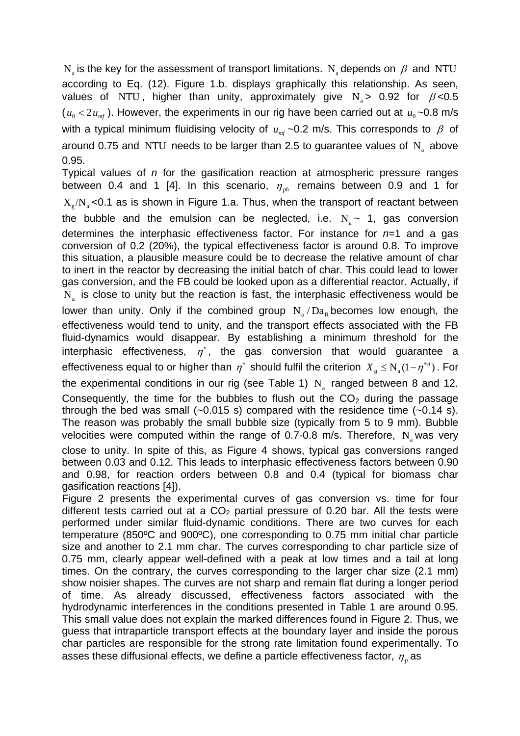$\mathrm{N_a}$ is the key for the assessment of transport limitations. $\mathrm{N_a}$ depends on $\beta$ and $\mathrm{NTU}$ according to Eq. (12). Figure 1.b. displays graphically this relationship. As seen, values of $\mathrm{NTU}$, higher than unity, approximately give $\mathrm{N_a}$ > 0.92 for $\beta$<0.5 ($u_0 < 2u_{mf}$). However, the experiments in our rig have been carried out at $u_0$~0.8 m/s with a typical minimum fluidising velocity of $u_{mf}$ ~0.2 m/s. This corresponds to $\beta$ of around 0.75 and $\mathrm{NTU}$ needs to be larger than 2.5 to guarantee values of $\mathrm{N_a}$ above 0.95.

Typical values of *n* for the gasification reaction at atmospheric pressure ranges between 0.4 and 1 [4]. In this scenario, $\eta_{ph}$ remains between 0.9 and 1 for $\mathrm{X_g/N_a}$ <0.1 as is shown in Figure 1.a. Thus, when the transport of reactant between the bubble and the emulsion can be neglected, i.e. $\mathrm{N_a}$ ~ 1, gas conversion determines the interphasic effectiveness factor. For instance for *n*=1 and a gas conversion of 0.2 (20%), the typical effectiveness factor is around 0.8. To improve this situation, a plausible measure could be to decrease the relative amount of char to inert in the reactor by decreasing the initial batch of char. This could lead to lower gas conversion, and the FB could be looked upon as a differential reactor. Actually, if $\mathrm{N_a}$ is close to unity but the reaction is fast, the interphasic effectiveness would be lower than unity. Only if the combined group $\mathrm{N_a/Da_R}$ becomes low enough, the effectiveness would tend to unity, and the transport effects associated with the FB fluid-dynamics would disappear. By establishing a minimum threshold for the interphasic effectiveness, $\eta^*$, the gas conversion that would guarantee a effectiveness equal to or higher than $\eta^*$ should fulfil the criterion $X_g \leq \mathrm{N_a}(1-\eta^{*n})$. For the experimental conditions in our rig (see Table 1) $\mathrm{N_a}$ ranged between 8 and 12. Consequently, the time for the bubbles to flush out the $CO_2$ during the passage through the bed was small (~0.015 s) compared with the residence time (~0.14 s). The reason was probably the small bubble size (typically from 5 to 9 mm). Bubble velocities were computed within the range of 0.7-0.8 m/s. Therefore, $\mathrm{N_a}$ was very close to unity. In spite of this, as Figure 4 shows, typical gas conversions ranged between 0.03 and 0.12. This leads to interphasic effectiveness factors between 0.90 and 0.98, for reaction orders between 0.8 and 0.4 (typical for biomass char gasification reactions [4]).

Figure 2 presents the experimental curves of gas conversion vs. time for four different tests carried out at a $CO_2$ partial pressure of 0.20 bar. All the tests were performed under similar fluid-dynamic conditions. There are two curves for each temperature (850ºC and 900ºC), one corresponding to 0.75 mm initial char particle size and another to 2.1 mm char. The curves corresponding to char particle size of 0.75 mm, clearly appear well-defined with a peak at low times and a tail at long times. On the contrary, the curves corresponding to the larger char size (2.1 mm) show noisier shapes. The curves are not sharp and remain flat during a longer period of time. As already discussed, effectiveness factors associated with the hydrodynamic interferences in the conditions presented in Table 1 are around 0.95. This small value does not explain the marked differences found in Figure 2. Thus, we guess that intraparticle transport effects at the boundary layer and inside the porous char particles are responsible for the strong rate limitation found experimentally. To asses these diffusional effects, we define a particle effectiveness factor, $\eta_p$ as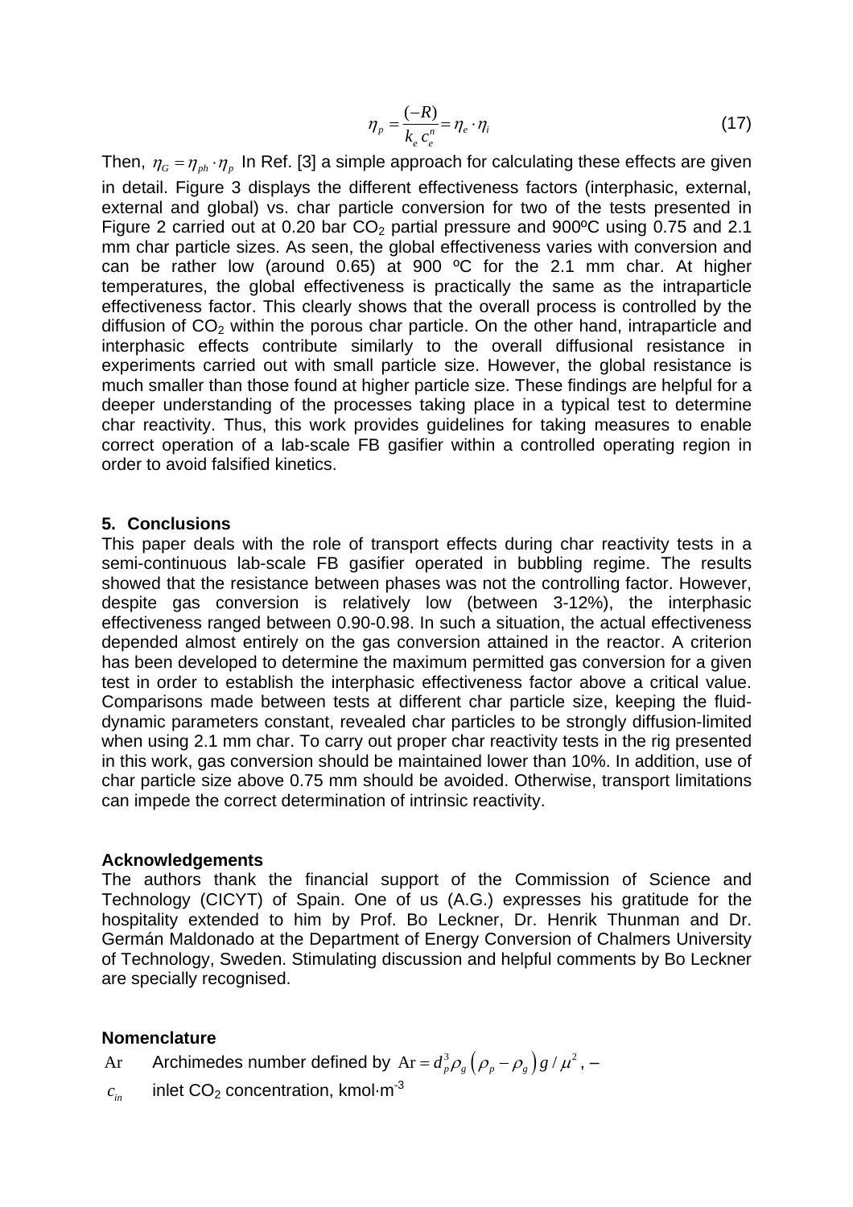$$\eta_p = \frac{(-R)}{k_e\, c_e^n} = \eta_e \cdot \eta_i \tag{17}$$

Then, $\eta_G = \eta_{ph} \cdot \eta_p$ In Ref. [3] a simple approach for calculating these effects are given in detail. Figure 3 displays the different effectiveness factors (interphasic, external, external and global) vs. char particle conversion for two of the tests presented in Figure 2 carried out at 0.20 bar $CO_2$ partial pressure and 900ºC using 0.75 and 2.1 mm char particle sizes. As seen, the global effectiveness varies with conversion and can be rather low (around 0.65) at 900 ºC for the 2.1 mm char. At higher temperatures, the global effectiveness is practically the same as the intraparticle effectiveness factor. This clearly shows that the overall process is controlled by the diffusion of $CO_2$ within the porous char particle. On the other hand, intraparticle and interphasic effects contribute similarly to the overall diffusional resistance in experiments carried out with small particle size. However, the global resistance is much smaller than those found at higher particle size. These findings are helpful for a deeper understanding of the processes taking place in a typical test to determine char reactivity. Thus, this work provides guidelines for taking measures to enable correct operation of a lab-scale FB gasifier within a controlled operating region in order to avoid falsified kinetics.

## 5. Conclusions

This paper deals with the role of transport effects during char reactivity tests in a semi-continuous lab-scale FB gasifier operated in bubbling regime. The results showed that the resistance between phases was not the controlling factor. However, despite gas conversion is relatively low (between 3-12%), the interphasic effectiveness ranged between 0.90-0.98. In such a situation, the actual effectiveness depended almost entirely on the gas conversion attained in the reactor. A criterion has been developed to determine the maximum permitted gas conversion for a given test in order to establish the interphasic effectiveness factor above a critical value. Comparisons made between tests at different char particle size, keeping the fluid-dynamic parameters constant, revealed char particles to be strongly diffusion-limited when using 2.1 mm char. To carry out proper char reactivity tests in the rig presented in this work, gas conversion should be maintained lower than 10%. In addition, use of char particle size above 0.75 mm should be avoided. Otherwise, transport limitations can impede the correct determination of intrinsic reactivity.

### Acknowledgements

The authors thank the financial support of the Commission of Science and Technology (CICYT) of Spain. One of us (A.G.) expresses his gratitude for the hospitality extended to him by Prof. Bo Leckner, Dr. Henrik Thunman and Dr. Germán Maldonado at the Department of Energy Conversion of Chalmers University of Technology, Sweden. Stimulating discussion and helpful comments by Bo Leckner are specially recognised.

### Nomenclature

$\mathrm{Ar}$ Archimedes number defined by $\mathrm{Ar} = d_p^3 \rho_g \left(\rho_p - \rho_g\right) g / \mu^2$, –

$c_{in}$ inlet $CO_2$ concentration, kmol·m$^{-3}$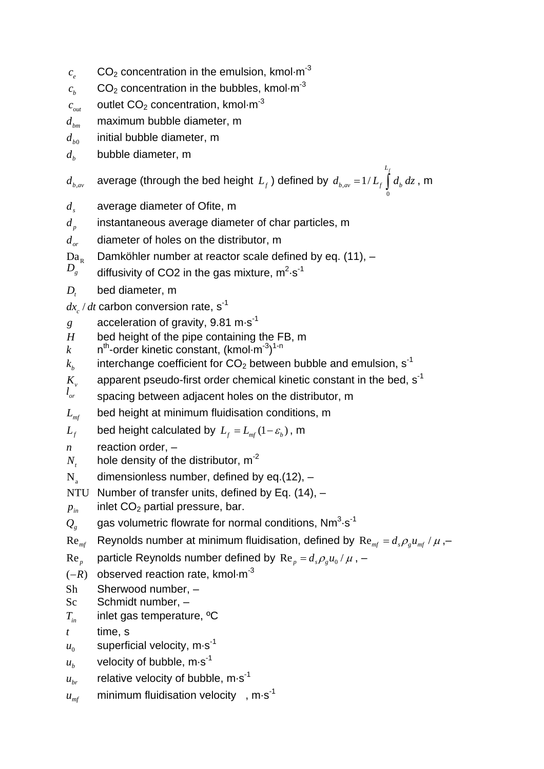$c_e$ $CO_2$ concentration in the emulsion, kmol·m$^{-3}$

$c_b$ $CO_2$ concentration in the bubbles, kmol·m$^{-3}$

$c_{out}$ outlet $CO_2$ concentration, kmol·m$^{-3}$

$d_{bm}$ maximum bubble diameter, m

$d_{b0}$ initial bubble diameter, m

$d_b$ bubble diameter, m

$d_{b,av}$ average (through the bed height $L_f$) defined by $d_{b,av} = 1/L_f \int_0^{L_f} d_b \, dz$, m

$d_s$ average diameter of Ofite, m

$d_p$ instantaneous average diameter of char particles, m

$d_{or}$ diameter of holes on the distributor, m

$\mathrm{Da_R}$ Damköhler number at reactor scale defined by eq. (11), –

$D_g$ diffusivity of CO2 in the gas mixture, m$^2$·s$^{-1}$

$D_t$ bed diameter, m

$dx_c/dt$ carbon conversion rate, s$^{-1}$

$g$ acceleration of gravity, 9.81 m·s$^{-1}$

$H$ bed height of the pipe containing the FB, m

$k$ n$^{th}$-order kinetic constant, (kmol·m$^{-3}$)$^{1-n}$

$k_b$ interchange coefficient for $CO_2$ between bubble and emulsion, s$^{-1}$

$K_v$ apparent pseudo-first order chemical kinetic constant in the bed, s$^{-1}$

$l_{or}$ spacing between adjacent holes on the distributor, m

$L_{mf}$ bed height at minimum fluidisation conditions, m

$L_f$ bed height calculated by $L_f = L_{mf}(1-\varepsilon_b)$, m

$n$ reaction order, –

$N_t$ hole density of the distributor, m$^{-2}$

$\mathrm{N_a}$ dimensionless number, defined by eq.(12), –

$\mathrm{NTU}$ Number of transfer units, defined by Eq. (14), –

$p_{in}$ inlet $CO_2$ partial pressure, bar.

$Q_g$ gas volumetric flowrate for normal conditions, Nm$^3$·s$^{-1}$

$\mathrm{Re}_{mf}$ Reynolds number at minimum fluidisation, defined by $\mathrm{Re}_{mf} = d_s \rho_g u_{mf} / \mu$, –

$\mathrm{Re}_p$ particle Reynolds number defined by $\mathrm{Re}_p = d_s \rho_g u_0 / \mu$, –

$(-R)$ observed reaction rate, kmol·m$^{-3}$

$\mathrm{Sh}$ Sherwood number, –

$\mathrm{Sc}$ Schmidt number, –

$T_{in}$ inlet gas temperature, ºC

$t$ time, s

$u_0$ superficial velocity, m·s$^{-1}$

$u_b$ velocity of bubble, m·s$^{-1}$

$u_{br}$ relative velocity of bubble, m·s$^{-1}$

$u_{mf}$ minimum fluidisation velocity , m·s$^{-1}$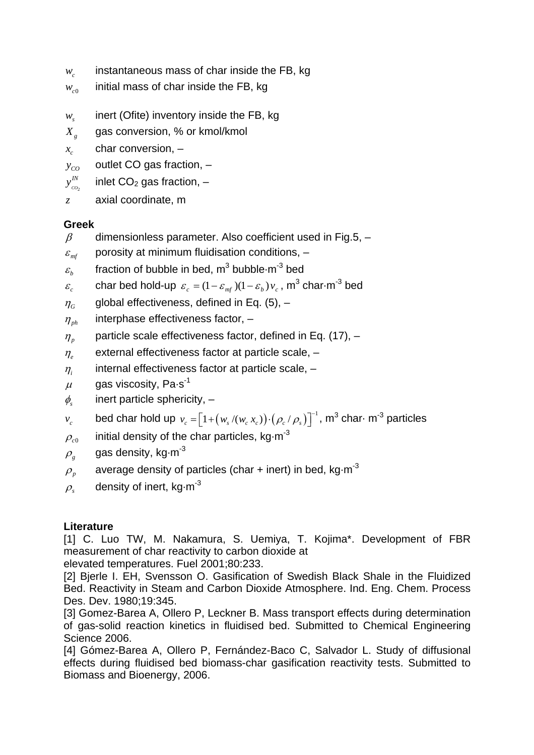$w_c$ instantaneous mass of char inside the FB, kg

$w_{c0}$ initial mass of char inside the FB, kg

$w_s$ inert (Ofite) inventory inside the FB, kg

$X_g$ gas conversion, % or kmol/kmol

$x_c$ char conversion, –

$y_{CO}$ outlet CO gas fraction, –

$y_{CO_2}^{IN}$ inlet $CO_2$ gas fraction, –

$z$ axial coordinate, m

**Greek**

$\beta$ dimensionless parameter. Also coefficient used in Fig.5, –

$\varepsilon_{mf}$ porosity at minimum fluidisation conditions, –

$\varepsilon_b$ fraction of bubble in bed, $m^3$ bubble·$m^{-3}$ bed

$\varepsilon_c$ char bed hold-up $\varepsilon_c = (1-\varepsilon_{mf})(1-\varepsilon_b)\,v_c$, $m^3$ char·$m^{-3}$ bed

$\eta_G$ global effectiveness, defined in Eq. (5), –

$\eta_{ph}$ interphase effectiveness factor, –

$\eta_p$ particle scale effectiveness factor, defined in Eq. (17), –

$\eta_e$ external effectiveness factor at particle scale, –

$\eta_i$ internal effectiveness factor at particle scale, –

$\mu$ gas viscosity, Pa·$s^{-1}$

$\phi_s$ inert particle sphericity, –

$v_c$ bed char hold up $v_c = \left[1+\left(w_s/(w_c\,x_c)\right)\cdot\left(\rho_c/\rho_s\right)\right]^{-1}$, $m^3$ char· $m^{-3}$ particles

$\rho_{c0}$ initial density of the char particles, kg·$m^{-3}$

$\rho_g$ gas density, kg·$m^{-3}$

$\rho_p$ average density of particles (char + inert) in bed, kg·$m^{-3}$

$\rho_s$ density of inert, kg·$m^{-3}$

**Literature**

[1] C. Luo TW, M. Nakamura, S. Uemiya, T. Kojima*. Development of FBR measurement of char reactivity to carbon dioxide at elevated temperatures. Fuel 2001;80:233.

[2] Bjerle I. EH, Svensson O. Gasification of Swedish Black Shale in the Fluidized Bed. Reactivity in Steam and Carbon Dioxide Atmosphere. Ind. Eng. Chem. Process Des. Dev. 1980;19:345.

[3] Gomez-Barea A, Ollero P, Leckner B. Mass transport effects during determination of gas-solid reaction kinetics in fluidised bed. Submitted to Chemical Engineering Science 2006.

[4] Gómez-Barea A, Ollero P, Fernández-Baco C, Salvador L. Study of diffusional effects during fluidised bed biomass-char gasification reactivity tests. Submitted to Biomass and Bioenergy, 2006.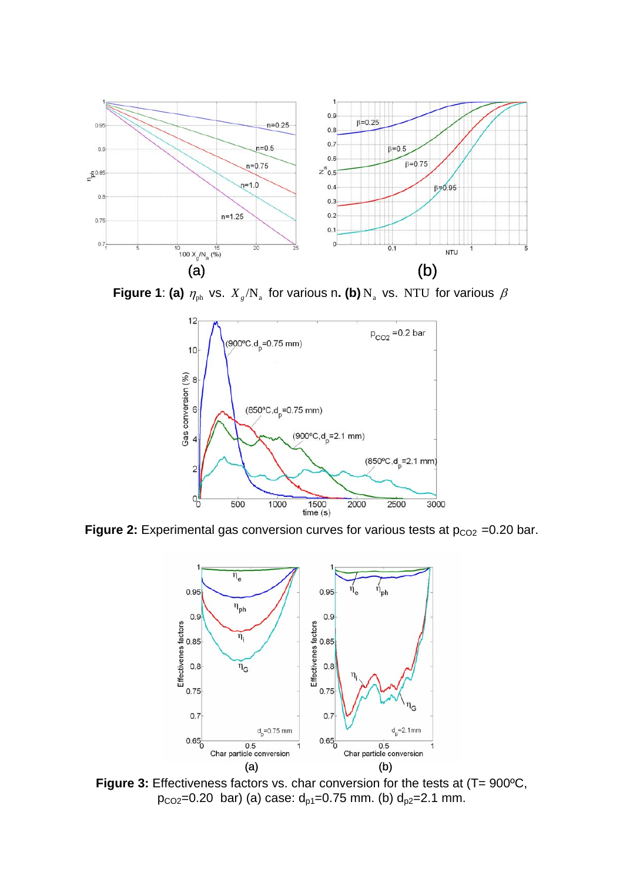**Figure 1**: **(a)** $\eta_{ph}$ vs. $X_g/N_a$ for various n**. (b)** $N_a$ vs. NTU for various $\beta$

**Figure 2:** Experimental gas conversion curves for various tests at $p_{CO2}$ =0.20 bar.

**Figure 3:** Effectiveness factors vs. char conversion for the tests at (T= 900ºC, $p_{CO2}$=0.20 bar) (a) case: $d_{p1}$=0.75 mm. (b) $d_{p2}$=2.1 mm.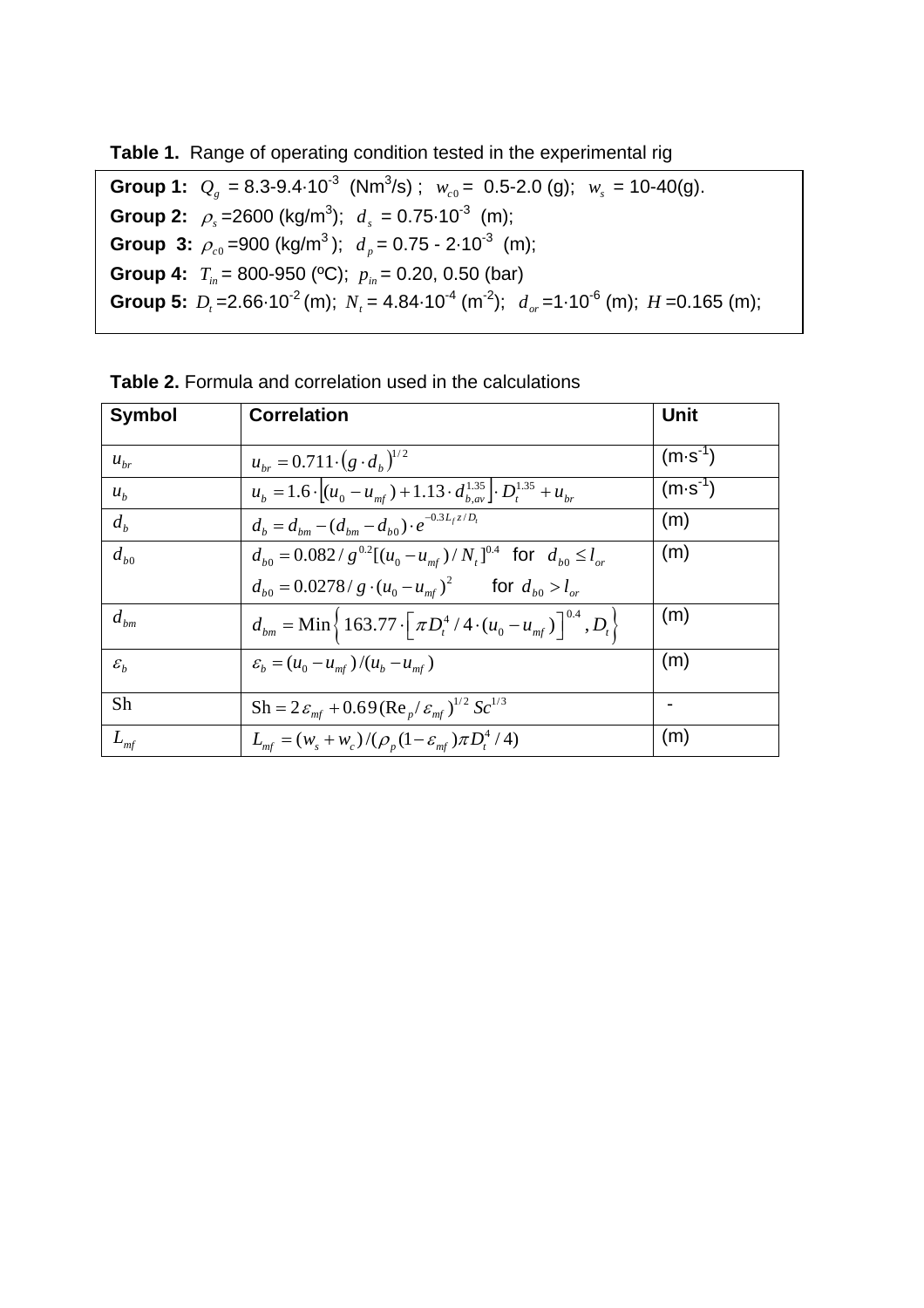**Table 1.** Range of operating condition tested in the experimental rig

| |
|---|
| **Group 1:** $Q_g$ = 8.3-9.4·10$^{-3}$ (Nm$^3$/s) ; $w_{c0}$ = 0.5-2.0 (g); $w_s$ = 10-40(g). |
| **Group 2:** $\rho_s$ =2600 (kg/m$^3$); $d_s$ = 0.75·10$^{-3}$ (m); |
| **Group 3:** $\rho_{c0}$ =900 (kg/m$^3$); $d_p$ = 0.75 - 2·10$^{-3}$ (m); |
| **Group 4:** $T_{in}$ = 800-950 (ºC); $p_{in}$ = 0.20, 0.50 (bar) |
| **Group 5:** $D_t$ =2.66·10$^{-2}$ (m); $N_t$ = 4.84·10$^{-4}$ (m$^{-2}$); $d_{or}$ =1·10$^{-6}$ (m); $H$ =0.165 (m); |

**Table 2.** Formula and correlation used in the calculations

| Symbol | Correlation | Unit |
|---|---|---|
| $u_{br}$ | $u_{br} = 0.711 \cdot (g \cdot d_b)^{1/2}$ | (m·s$^{-1}$) |
| $u_b$ | $u_b = 1.6 \cdot \left[(u_0 - u_{mf}) + 1.13 \cdot d_{b,av}^{1.35}\right] \cdot D_t^{1.35} + u_{br}$ | (m·s$^{-1}$) |
| $d_b$ | $d_b = d_{bm} - (d_{bm} - d_{b0}) \cdot e^{-0.3 L_f z / D_t}$ | (m) |
| $d_{b0}$ | $d_{b0} = 0.082 / g^{0.2}[(u_0 - u_{mf}) / N_t]^{0.4}$ for $d_{b0} \le l_{or}$ <br> $d_{b0} = 0.0278 / g \cdot (u_0 - u_{mf})^2$ for $d_{b0} > l_{or}$ | (m) |
| $d_{bm}$ | $d_{bm} = \text{Min}\left\{ 163.77 \cdot \left[\pi D_t^4 / 4 \cdot (u_0 - u_{mf})\right]^{0.4}, D_t \right\}$ | (m) |
| $\varepsilon_b$ | $\varepsilon_b = (u_0 - u_{mf}) / (u_b - u_{mf})$ | (m) |
| Sh | $\text{Sh} = 2\varepsilon_{mf} + 0.69 (\text{Re}_p / \varepsilon_{mf})^{1/2} Sc^{1/3}$ | - |
| $L_{mf}$ | $L_{mf} = (w_s + w_c) / (\rho_p (1 - \varepsilon_{mf}) \pi D_t^4 / 4)$ | (m) |